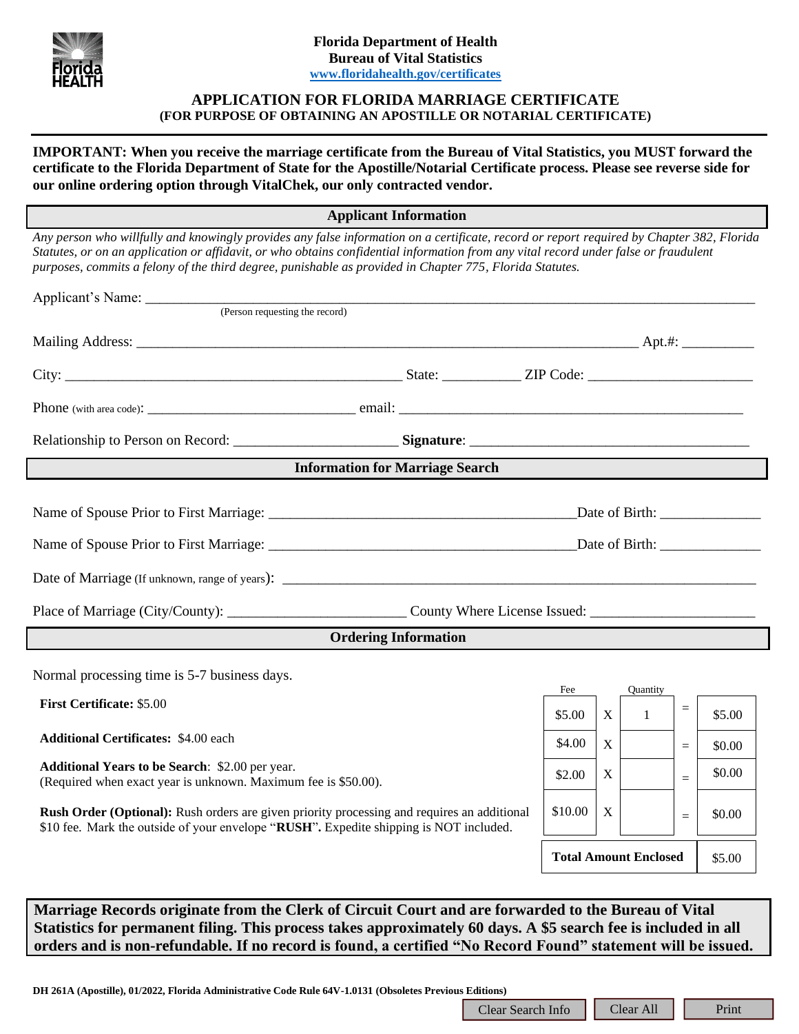**Florida Department of Health**
**Bureau of Vital Statistics**
**www.floridahealth.gov/certificates**

# APPLICATION FOR FLORIDA MARRIAGE CERTIFICATE
## (FOR PURPOSE OF OBTAINING AN APOSTILLE OR NOTARIAL CERTIFICATE)

**IMPORTANT: When you receive the marriage certificate from the Bureau of Vital Statistics, you MUST forward the certificate to the Florida Department of State for the Apostille/Notarial Certificate process. Please see reverse side for our online ordering option through VitalChek, our only contracted vendor.**

### Applicant Information

*Any person who willfully and knowingly provides any false information on a certificate, record or report required by Chapter 382, Florida Statutes, or on an application or affidavit, or who obtains confidential information from any vital record under false or fraudulent purposes, commits a felony of the third degree, punishable as provided in Chapter 775, Florida Statutes.*

Applicant's Name: ______________________________________________
(Person requesting the record)

Mailing Address: ______________________________________________ Apt.#: __________

City: ______________________________ State: ___________ ZIP Code: ______________________

Phone (with area code): ______________________________ email: ______________________________

Relationship to Person on Record: ______________________ **Signature**: ______________________________

### Information for Marriage Search

Name of Spouse Prior to First Marriage: ______________________________ Date of Birth: ______________

Name of Spouse Prior to First Marriage: ______________________________ Date of Birth: ______________

Date of Marriage (If unknown, range of years): ______________________________________________

Place of Marriage (City/County): ________________________ County Where License Issued: ______________________

### Ordering Information

Normal processing time is 5-7 business days.

| Item | Fee | | Quantity | | Amount |
|---|---|---|---|---|---|
| **First Certificate:** $5.00 | $5.00 | X | 1 | = | $5.00 |
| **Additional Certificates:** $4.00 each | $4.00 | X | | = | $0.00 |
| **Additional Years to be Search**: $2.00 per year. (Required when exact year is unknown. Maximum fee is $50.00). | $2.00 | X | | = | $0.00 |
| **Rush Order (Optional):** Rush orders are given priority processing and requires an additional $10 fee. Mark the outside of your envelope "**RUSH**". Expedite shipping is NOT included. | $10.00 | X | | = | $0.00 |
| | **Total Amount Enclosed** | | | | $5.00 |

**Marriage Records originate from the Clerk of Circuit Court and are forwarded to the Bureau of Vital Statistics for permanent filing. This process takes approximately 60 days. A $5 search fee is included in all orders and is non-refundable. If no record is found, a certified "No Record Found" statement will be issued.**

**DH 261A (Apostille), 01/2022, Florida Administrative Code Rule 64V-1.0131 (Obsoletes Previous Editions)**

Clear Search Info | Clear All | Print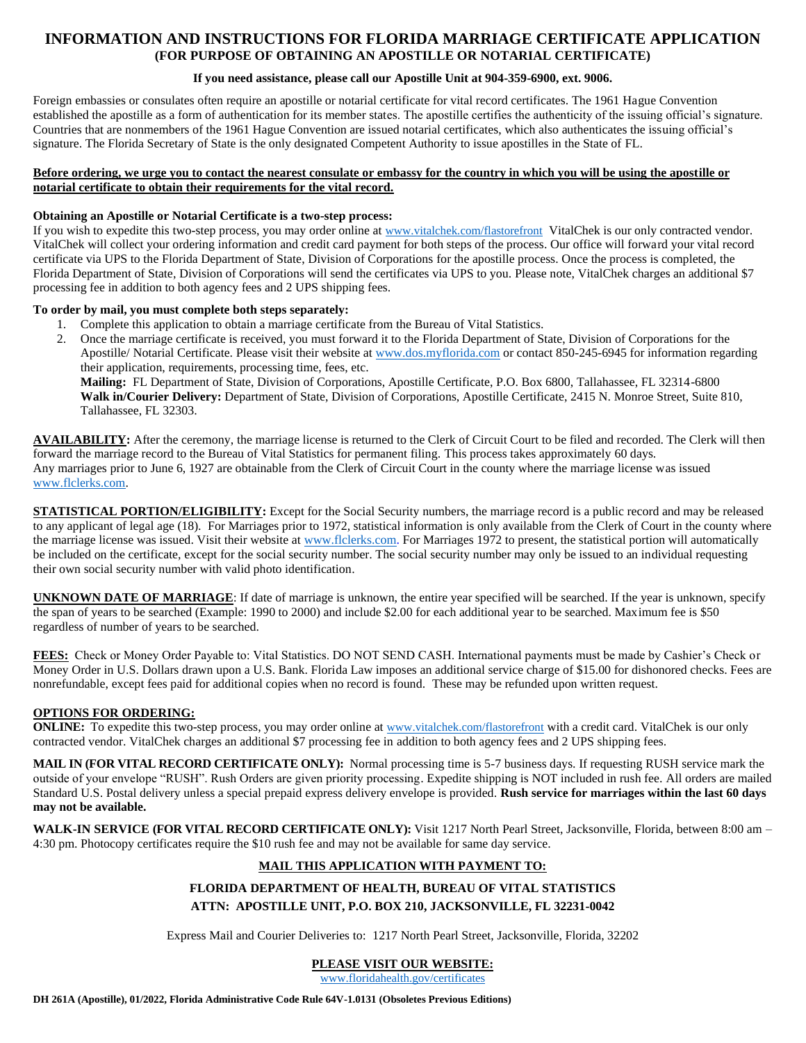# INFORMATION AND INSTRUCTIONS FOR FLORIDA MARRIAGE CERTIFICATE APPLICATION
## (FOR PURPOSE OF OBTAINING AN APOSTILLE OR NOTARIAL CERTIFICATE)

**If you need assistance, please call our Apostille Unit at 904-359-6900, ext. 9006.**

Foreign embassies or consulates often require an apostille or notarial certificate for vital record certificates. The 1961 Hague Convention established the apostille as a form of authentication for its member states. The apostille certifies the authenticity of the issuing official's signature. Countries that are nonmembers of the 1961 Hague Convention are issued notarial certificates, which also authenticates the issuing official's signature. The Florida Secretary of State is the only designated Competent Authority to issue apostilles in the State of FL.

**Before ordering, we urge you to contact the nearest consulate or embassy for the country in which you will be using the apostille or notarial certificate to obtain their requirements for the vital record.**

**Obtaining an Apostille or Notarial Certificate is a two-step process:**
If you wish to expedite this two-step process, you may order online at www.vitalchek.com/flastorefront VitalChek is our only contracted vendor. VitalChek will collect your ordering information and credit card payment for both steps of the process. Our office will forward your vital record certificate via UPS to the Florida Department of State, Division of Corporations for the apostille process. Once the process is completed, the Florida Department of State, Division of Corporations will send the certificates via UPS to you. Please note, VitalChek charges an additional $7 processing fee in addition to both agency fees and 2 UPS shipping fees.

**To order by mail, you must complete both steps separately:**

1. Complete this application to obtain a marriage certificate from the Bureau of Vital Statistics.
2. Once the marriage certificate is received, you must forward it to the Florida Department of State, Division of Corporations for the Apostille/ Notarial Certificate. Please visit their website at www.dos.myflorida.com or contact 850-245-6945 for information regarding their application, requirements, processing time, fees, etc.
   **Mailing:** FL Department of State, Division of Corporations, Apostille Certificate, P.O. Box 6800, Tallahassee, FL 32314-6800
   **Walk in/Courier Delivery:** Department of State, Division of Corporations, Apostille Certificate, 2415 N. Monroe Street, Suite 810, Tallahassee, FL 32303.

**AVAILABILITY:** After the ceremony, the marriage license is returned to the Clerk of Circuit Court to be filed and recorded. The Clerk will then forward the marriage record to the Bureau of Vital Statistics for permanent filing. This process takes approximately 60 days.
Any marriages prior to June 6, 1927 are obtainable from the Clerk of Circuit Court in the county where the marriage license was issued www.flclerks.com.

**STATISTICAL PORTION/ELIGIBILITY:** Except for the Social Security numbers, the marriage record is a public record and may be released to any applicant of legal age (18). For Marriages prior to 1972, statistical information is only available from the Clerk of Court in the county where the marriage license was issued. Visit their website at www.flclerks.com. For Marriages 1972 to present, the statistical portion will automatically be included on the certificate, except for the social security number. The social security number may only be issued to an individual requesting their own social security number with valid photo identification.

**UNKNOWN DATE OF MARRIAGE**: If date of marriage is unknown, the entire year specified will be searched. If the year is unknown, specify the span of years to be searched (Example: 1990 to 2000) and include $2.00 for each additional year to be searched. Maximum fee is $50 regardless of number of years to be searched.

**FEES:** Check or Money Order Payable to: Vital Statistics. DO NOT SEND CASH. International payments must be made by Cashier's Check or Money Order in U.S. Dollars drawn upon a U.S. Bank. Florida Law imposes an additional service charge of $15.00 for dishonored checks. Fees are nonrefundable, except fees paid for additional copies when no record is found. These may be refunded upon written request.

**OPTIONS FOR ORDERING:**

**ONLINE:** To expedite this two-step process, you may order online at www.vitalchek.com/flastorefront with a credit card. VitalChek is our only contracted vendor. VitalChek charges an additional $7 processing fee in addition to both agency fees and 2 UPS shipping fees.

**MAIL IN (FOR VITAL RECORD CERTIFICATE ONLY):** Normal processing time is 5-7 business days. If requesting RUSH service mark the outside of your envelope "RUSH". Rush Orders are given priority processing. Expedite shipping is NOT included in rush fee. All orders are mailed Standard U.S. Postal delivery unless a special prepaid express delivery envelope is provided. **Rush service for marriages within the last 60 days may not be available.**

**WALK-IN SERVICE (FOR VITAL RECORD CERTIFICATE ONLY):** Visit 1217 North Pearl Street, Jacksonville, Florida, between 8:00 am – 4:30 pm. Photocopy certificates require the $10 rush fee and may not be available for same day service.

**MAIL THIS APPLICATION WITH PAYMENT TO:**

**FLORIDA DEPARTMENT OF HEALTH, BUREAU OF VITAL STATISTICS**
**ATTN: APOSTILLE UNIT, P.O. BOX 210, JACKSONVILLE, FL 32231-0042**

Express Mail and Courier Deliveries to: 1217 North Pearl Street, Jacksonville, Florida, 32202

**PLEASE VISIT OUR WEBSITE:**
www.floridahealth.gov/certificates

**DH 261A (Apostille), 01/2022, Florida Administrative Code Rule 64V-1.0131 (Obsoletes Previous Editions)**